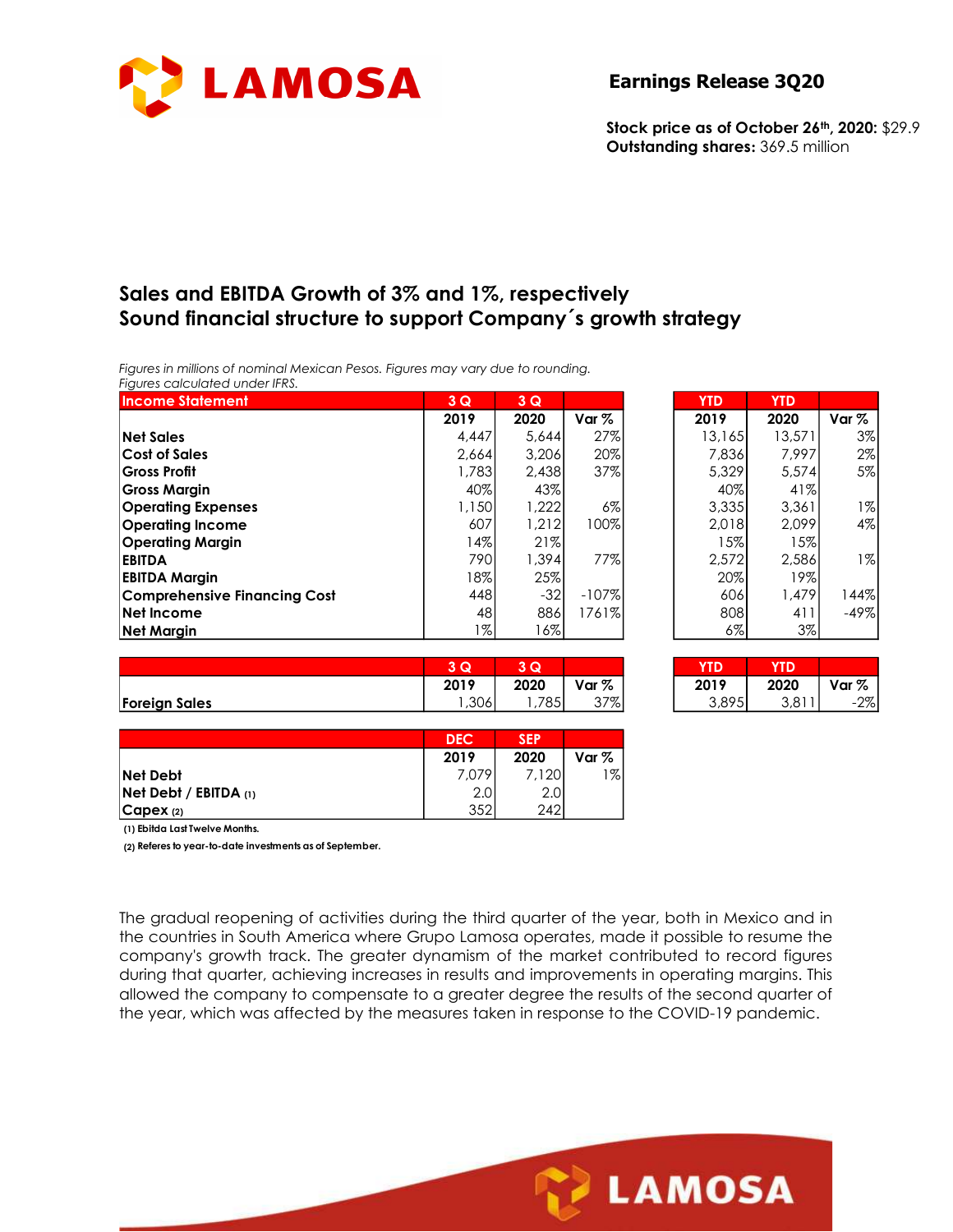# LAMOSA

## Earnings Release 3Q20

**Stock price as of October 26th, 2020:** $29.9
**Outstanding shares:** 369.5 million

## Sales and EBITDA Growth of 3% and 1%, respectively
## Sound financial structure to support Company´s growth strategy

*Figures in millions of nominal Mexican Pesos. Figures may vary due to rounding.*
*Figures calculated under IFRS.*

| Income Statement | 3 Q 2019 | 3 Q 2020 | Var % | YTD 2019 | YTD 2020 | Var % |
|---|---|---|---|---|---|---|
| **Net Sales** | 4,447 | 5,644 | 27% | 13,165 | 13,571 | 3% |
| **Cost of Sales** | 2,664 | 3,206 | 20% | 7,836 | 7,997 | 2% |
| **Gross Profit** | 1,783 | 2,438 | 37% | 5,329 | 5,574 | 5% |
| **Gross Margin** | 40% | 43% | | 40% | 41% | |
| **Operating Expenses** | 1,150 | 1,222 | 6% | 3,335 | 3,361 | 1% |
| **Operating Income** | 607 | 1,212 | 100% | 2,018 | 2,099 | 4% |
| **Operating Margin** | 14% | 21% | | 15% | 15% | |
| **EBITDA** | 790 | 1,394 | 77% | 2,572 | 2,586 | 1% |
| **EBITDA Margin** | 18% | 25% | | 20% | 19% | |
| **Comprehensive Financing Cost** | 448 | -32 | -107% | 606 | 1,479 | 144% |
| **Net Income** | 48 | 886 | 1761% | 808 | 411 | -49% |
| **Net Margin** | 1% | 16% | | 6% | 3% | |

| | 3 Q 2019 | 3 Q 2020 | Var % | YTD 2019 | YTD 2020 | Var % |
|---|---|---|---|---|---|---|
| **Foreign Sales** | 1,306 | 1,785 | 37% | 3,895 | 3,811 | -2% |

| | DEC 2019 | SEP 2020 | Var % |
|---|---|---|---|
| **Net Debt** | 7,079 | 7,120 | 1% |
| **Net Debt / EBITDA (1)** | 2.0 | 2.0 | |
| **Capex (2)** | 352 | 242 | |

**(1) Ebitda Last Twelve Months.**

**(2) Referes to year-to-date investments as of September.**

The gradual reopening of activities during the third quarter of the year, both in Mexico and in the countries in South America where Grupo Lamosa operates, made it possible to resume the company's growth track. The greater dynamism of the market contributed to record figures during that quarter, achieving increases in results and improvements in operating margins. This allowed the company to compensate to a greater degree the results of the second quarter of the year, which was affected by the measures taken in response to the COVID-19 pandemic.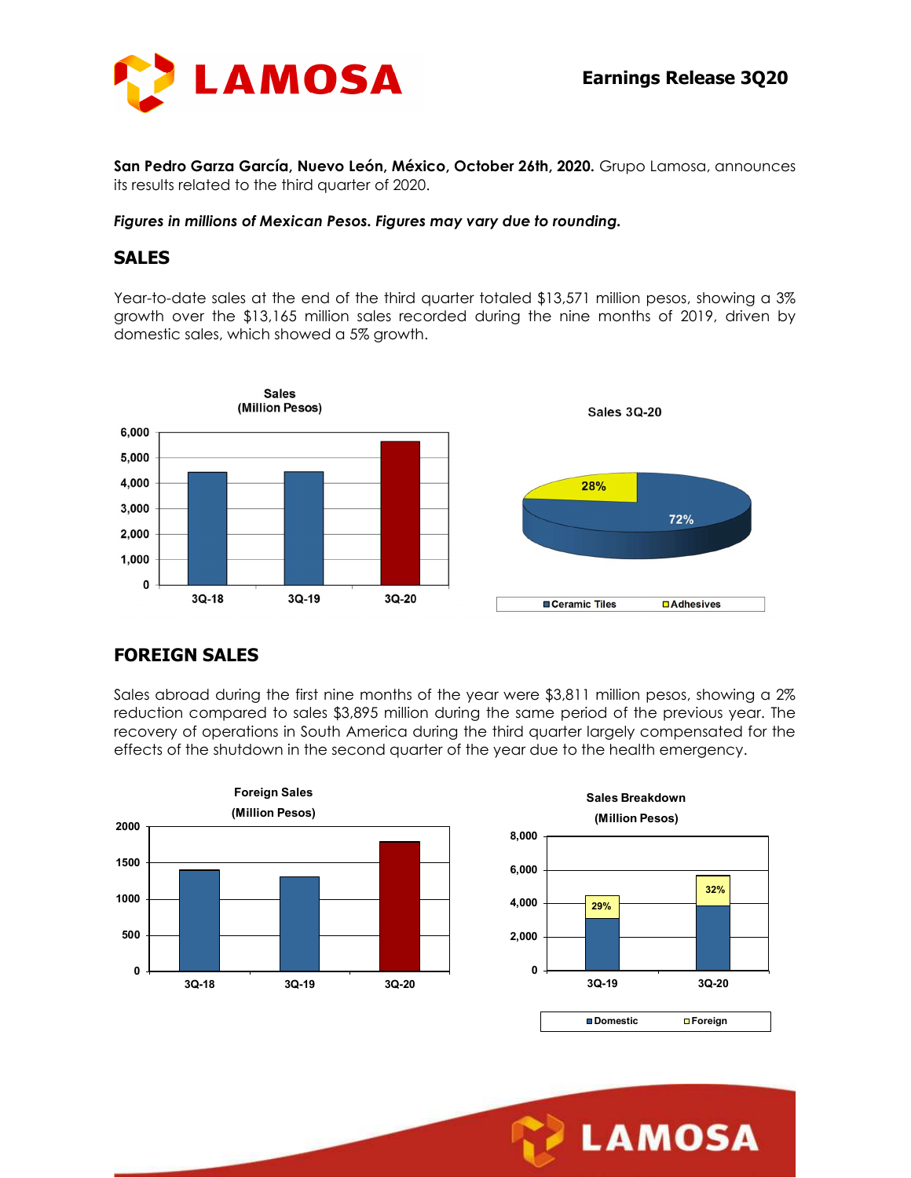**Earnings Release 3Q20**

**San Pedro Garza García, Nuevo León, México, October 26th, 2020.** Grupo Lamosa, announces its results related to the third quarter of 2020.

***Figures in millions of Mexican Pesos. Figures may vary due to rounding.***

## SALES

Year-to-date sales at the end of the third quarter totaled $13,571 million pesos, showing a 3% growth over the $13,165 million sales recorded during the nine months of 2019, driven by domestic sales, which showed a 5% growth.

**Sales (Million Pesos)**

**Sales 3Q-20**

| Ceramic Tiles | Adhesives |
|---|---|
| 72% | 28% |

## FOREIGN SALES

Sales abroad during the first nine months of the year were $3,811 million pesos, showing a 2% reduction compared to sales $3,895 million during the same period of the previous year. The recovery of operations in South America during the third quarter largely compensated for the effects of the shutdown in the second quarter of the year due to the health emergency.

**Foreign Sales (Million Pesos)**

**Sales Breakdown (Million Pesos)**

| | 3Q-19 | 3Q-20 |
|---|---|---|
| Foreign | 29% | 32% |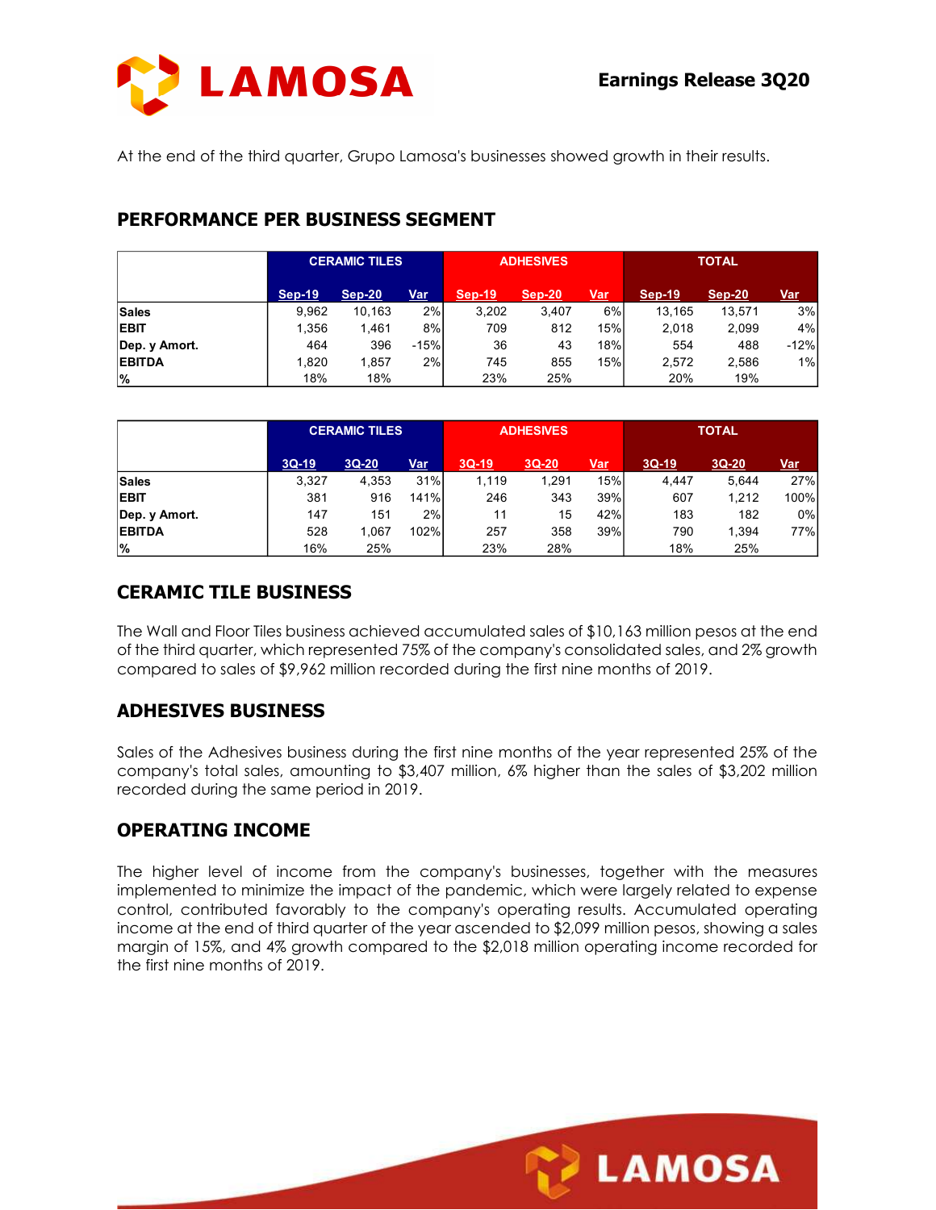At the end of the third quarter, Grupo Lamosa's businesses showed growth in their results.

## PERFORMANCE PER BUSINESS SEGMENT

| | CERAMIC TILES | | | ADHESIVES | | | TOTAL | | |
|---|---|---|---|---|---|---|---|---|---|
| | Sep-19 | Sep-20 | Var | Sep-19 | Sep-20 | Var | Sep-19 | Sep-20 | Var |
| **Sales** | 9,962 | 10,163 | 2% | 3,202 | 3,407 | 6% | 13,165 | 13,571 | 3% |
| **EBIT** | 1,356 | 1,461 | 8% | 709 | 812 | 15% | 2,018 | 2,099 | 4% |
| **Dep. y Amort.** | 464 | 396 | -15% | 36 | 43 | 18% | 554 | 488 | -12% |
| **EBITDA** | 1,820 | 1,857 | 2% | 745 | 855 | 15% | 2,572 | 2,586 | 1% |
| **%** | 18% | 18% | | 23% | 25% | | 20% | 19% | |

| | CERAMIC TILES | | | ADHESIVES | | | TOTAL | | |
|---|---|---|---|---|---|---|---|---|---|
| | 3Q-19 | 3Q-20 | Var | 3Q-19 | 3Q-20 | Var | 3Q-19 | 3Q-20 | Var |
| **Sales** | 3,327 | 4,353 | 31% | 1,119 | 1,291 | 15% | 4,447 | 5,644 | 27% |
| **EBIT** | 381 | 916 | 141% | 246 | 343 | 39% | 607 | 1,212 | 100% |
| **Dep. y Amort.** | 147 | 151 | 2% | 11 | 15 | 42% | 183 | 182 | 0% |
| **EBITDA** | 528 | 1,067 | 102% | 257 | 358 | 39% | 790 | 1,394 | 77% |
| **%** | 16% | 25% | | 23% | 28% | | 18% | 25% | |

## CERAMIC TILE BUSINESS

The Wall and Floor Tiles business achieved accumulated sales of $10,163 million pesos at the end of the third quarter, which represented 75% of the company's consolidated sales, and 2% growth compared to sales of $9,962 million recorded during the first nine months of 2019.

## ADHESIVES BUSINESS

Sales of the Adhesives business during the first nine months of the year represented 25% of the company's total sales, amounting to $3,407 million, 6% higher than the sales of $3,202 million recorded during the same period in 2019.

## OPERATING INCOME

The higher level of income from the company's businesses, together with the measures implemented to minimize the impact of the pandemic, which were largely related to expense control, contributed favorably to the company's operating results. Accumulated operating income at the end of third quarter of the year ascended to $2,099 million pesos, showing a sales margin of 15%, and 4% growth compared to the $2,018 million operating income recorded for the first nine months of 2019.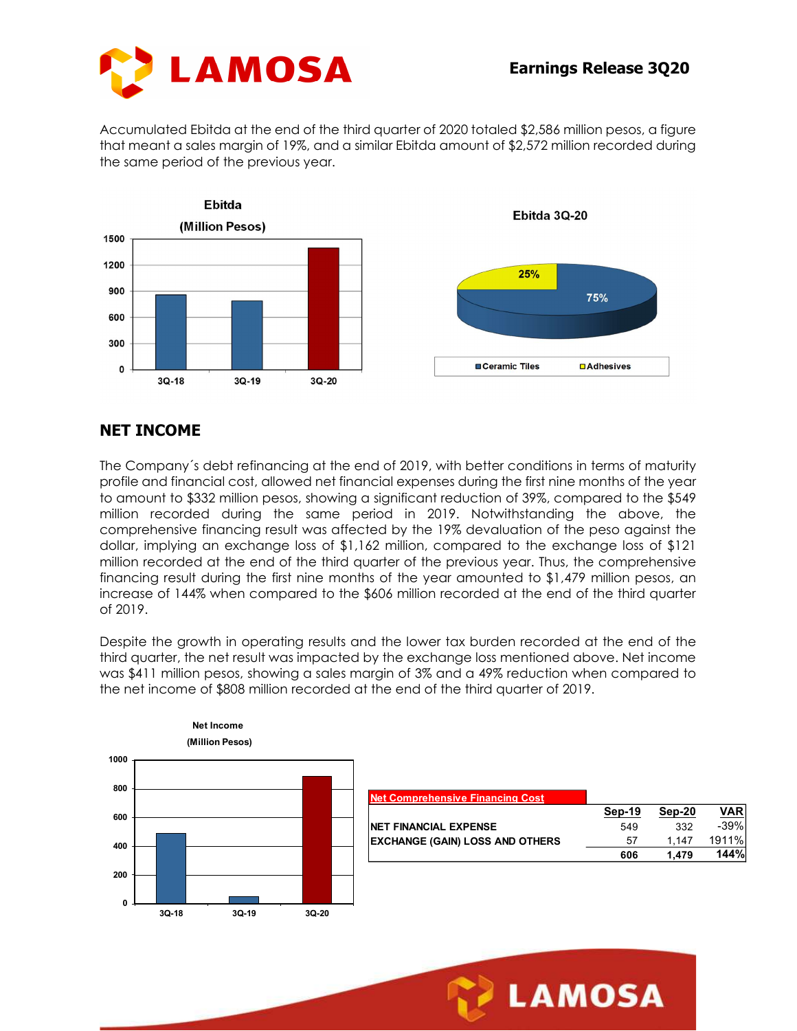Accumulated Ebitda at the end of the third quarter of 2020 totaled $2,586 million pesos, a figure that meant a sales margin of 19%, and a similar Ebitda amount of $2,572 million recorded during the same period of the previous year.

## NET INCOME

The Company´s debt refinancing at the end of 2019, with better conditions in terms of maturity profile and financial cost, allowed net financial expenses during the first nine months of the year to amount to $332 million pesos, showing a significant reduction of 39%, compared to the $549 million recorded during the same period in 2019. Notwithstanding the above, the comprehensive financing result was affected by the 19% devaluation of the peso against the dollar, implying an exchange loss of $1,162 million, compared to the exchange loss of $121 million recorded at the end of the third quarter of the previous year. Thus, the comprehensive financing result during the first nine months of the year amounted to $1,479 million pesos, an increase of 144% when compared to the $606 million recorded at the end of the third quarter of 2019.

Despite the growth in operating results and the lower tax burden recorded at the end of the third quarter, the net result was impacted by the exchange loss mentioned above. Net income was $411 million pesos, showing a sales margin of 3% and a 49% reduction when compared to the net income of $808 million recorded at the end of the third quarter of 2019.

| Net Comprehensive Financing Cost | Sep-19 | Sep-20 | VAR |
|---|---|---|---|
| NET FINANCIAL EXPENSE | 549 | 332 | -39% |
| EXCHANGE (GAIN) LOSS AND OTHERS | 57 | 1,147 | 1911% |
| | 606 | 1,479 | 144% |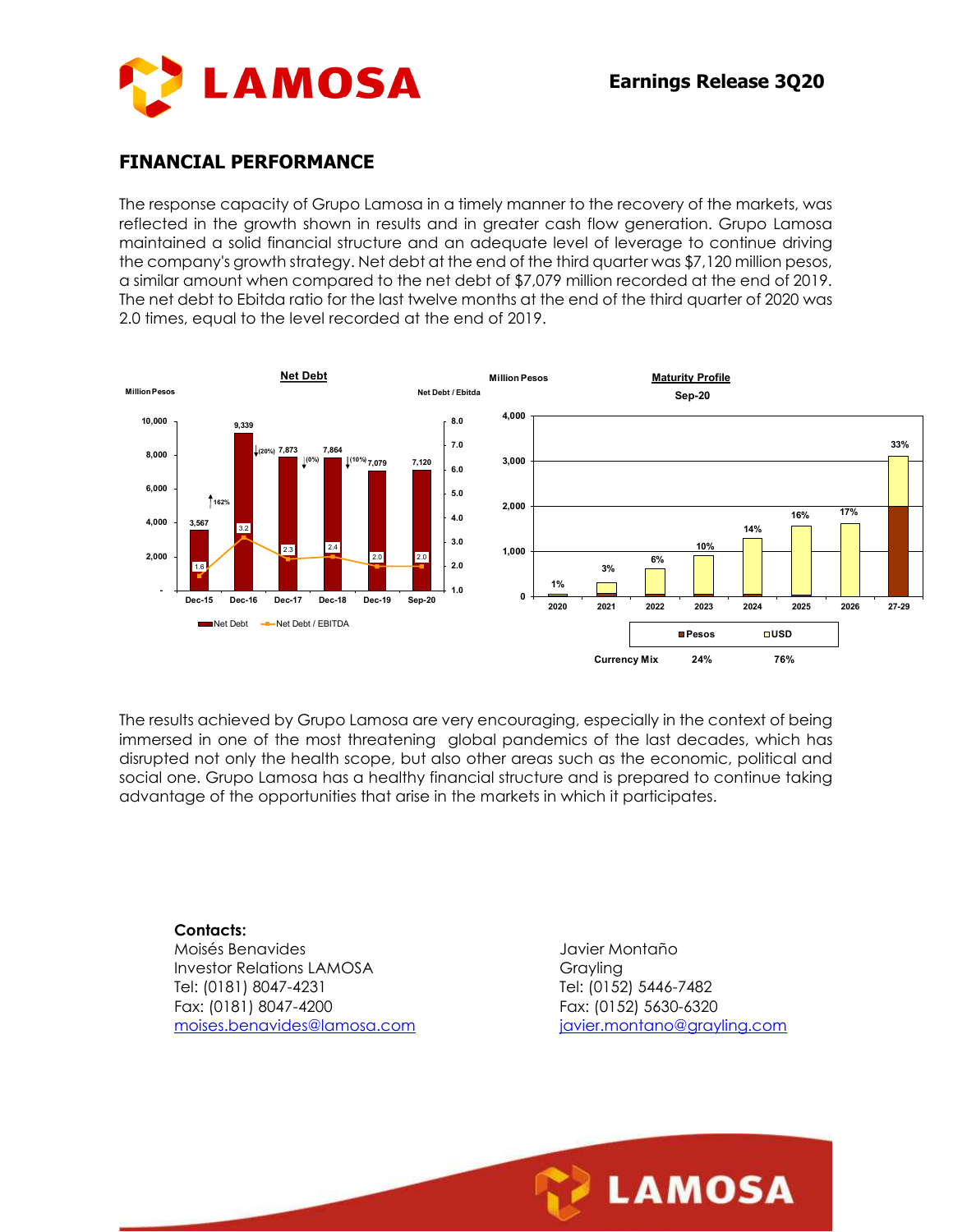## FINANCIAL PERFORMANCE

The response capacity of Grupo Lamosa in a timely manner to the recovery of the markets, was reflected in the growth shown in results and in greater cash flow generation. Grupo Lamosa maintained a solid financial structure and an adequate level of leverage to continue driving the company's growth strategy. Net debt at the end of the third quarter was $7,120 million pesos, a similar amount when compared to the net debt of $7,079 million recorded at the end of 2019. The net debt to Ebitda ratio for the last twelve months at the end of the third quarter of 2020 was 2.0 times, equal to the level recorded at the end of 2019.

**Net Debt**

Million Pesos

Net Debt / Ebitda

10,000
8,000
6,000
4,000
2,000
-

8.0
7.0
6.0
5.0
4.0
3.0
2.0
1.0

3,567
162%
9,339
(20%) 7,873
(0%) 7,864
(10%) 7,079
7,120

1.6
3.2
2.3
2.4
2.0
2.0

Dec-15
Dec-16
Dec-17
Dec-18
Dec-19
Sep-20

Net Debt
Net Debt / EBITDA

**Maturity Profile**

Sep-20

Million Pesos

4,000
3,000
2,000
1,000
0

1%
3%
6%
10%
14%
16%
17%
33%

2020
2021
2022
2023
2024
2025
2026
27-29

Pesos
USD

Currency Mix 24% 76%

The results achieved by Grupo Lamosa are very encouraging, especially in the context of being immersed in one of the most threatening global pandemics of the last decades, which has disrupted not only the health scope, but also other areas such as the economic, political and social one. Grupo Lamosa has a healthy financial structure and is prepared to continue taking advantage of the opportunities that arise in the markets in which it participates.

**Contacts:**

Moisés Benavides
Investor Relations LAMOSA
Tel: (0181) 8047-4231
Fax: (0181) 8047-4200
moises.benavides@lamosa.com

Javier Montaño
Grayling
Tel: (0152) 5446-7482
Fax: (0152) 5630-6320
javier.montano@grayling.com